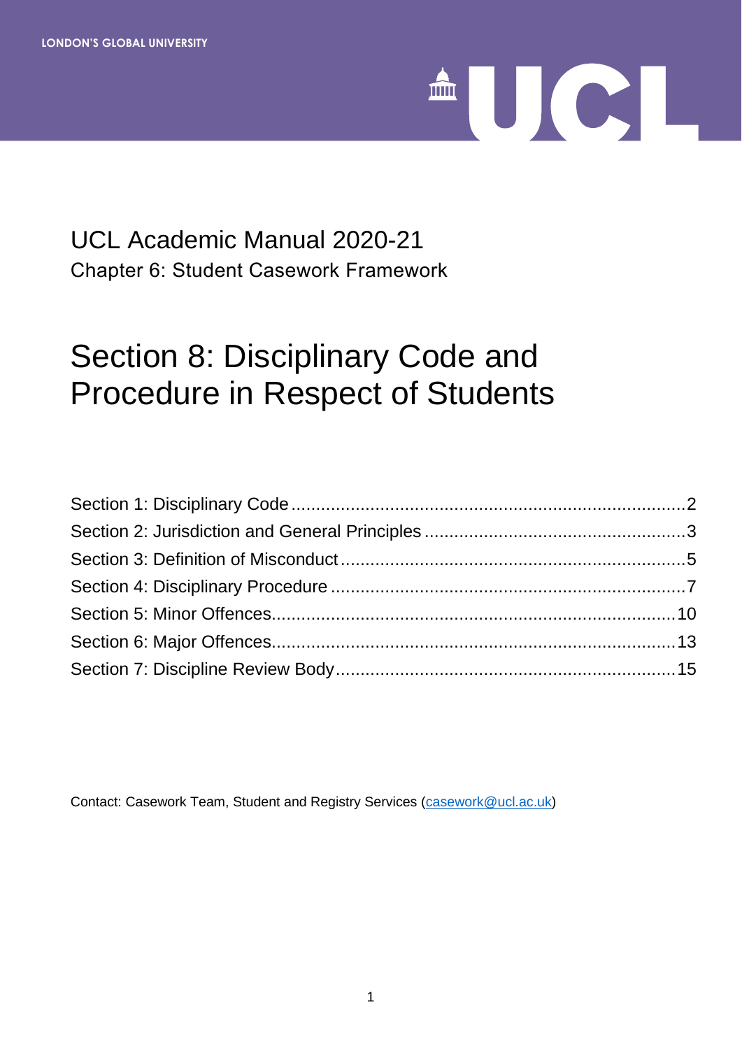LONDON'S GLOBAL UNIVERSITY

UCL

UCL Academic Manual 2020-21

Chapter 6: Student Casework Framework

# Section 8: Disciplinary Code and Procedure in Respect of Students

Section 1: Disciplinary Code ........ 2
Section 2: Jurisdiction and General Principles ........ 3
Section 3: Definition of Misconduct ........ 5
Section 4: Disciplinary Procedure ........ 7
Section 5: Minor Offences ........ 10
Section 6: Major Offences ........ 13
Section 7: Discipline Review Body ........ 15

Contact: Casework Team, Student and Registry Services (casework@ucl.ac.uk)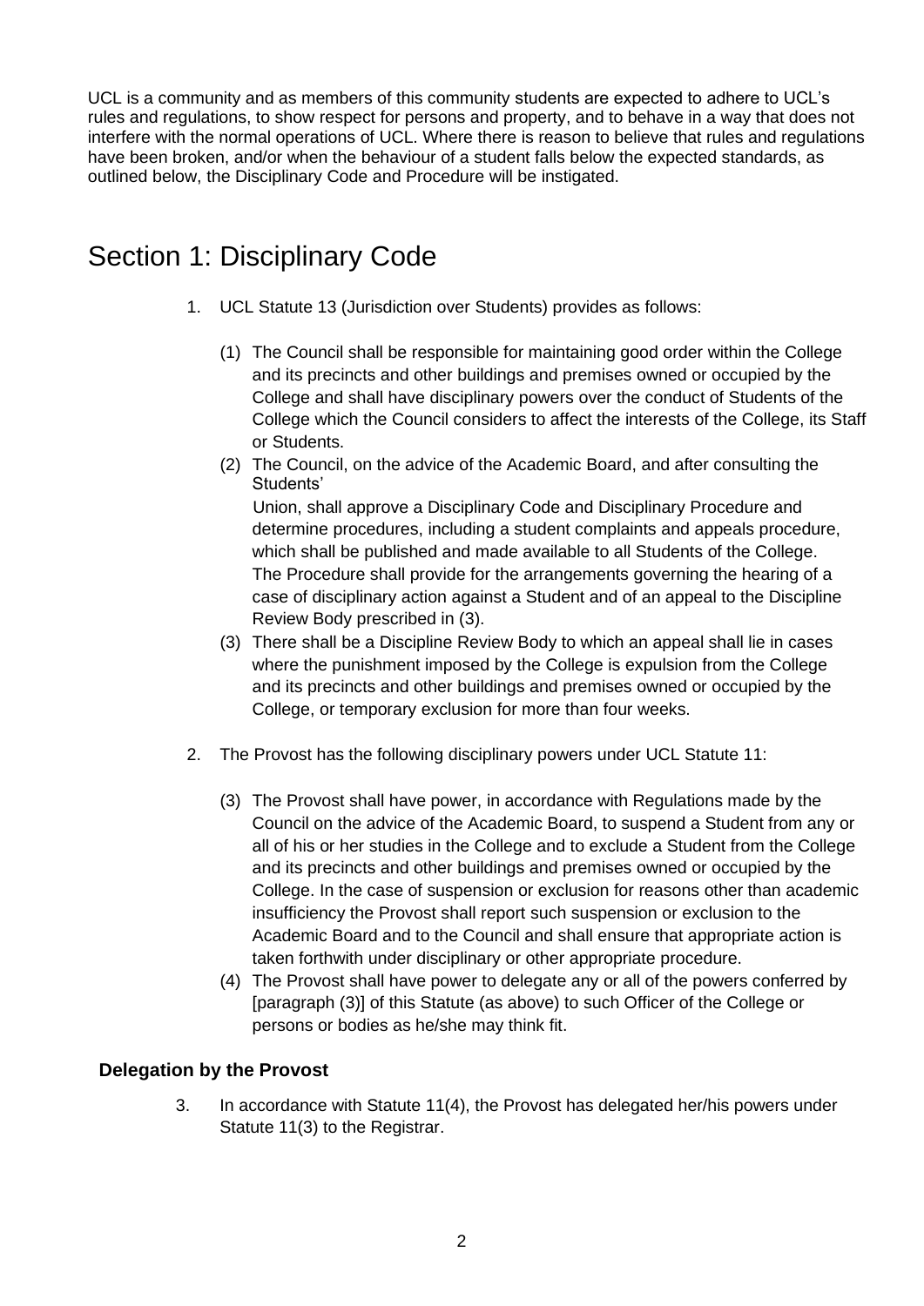UCL is a community and as members of this community students are expected to adhere to UCL's rules and regulations, to show respect for persons and property, and to behave in a way that does not interfere with the normal operations of UCL. Where there is reason to believe that rules and regulations have been broken, and/or when the behaviour of a student falls below the expected standards, as outlined below, the Disciplinary Code and Procedure will be instigated.

# Section 1: Disciplinary Code

1. UCL Statute 13 (Jurisdiction over Students) provides as follows:

   (1) The Council shall be responsible for maintaining good order within the College and its precincts and other buildings and premises owned or occupied by the College and shall have disciplinary powers over the conduct of Students of the College which the Council considers to affect the interests of the College, its Staff or Students.

   (2) The Council, on the advice of the Academic Board, and after consulting the Students' Union, shall approve a Disciplinary Code and Disciplinary Procedure and determine procedures, including a student complaints and appeals procedure, which shall be published and made available to all Students of the College. The Procedure shall provide for the arrangements governing the hearing of a case of disciplinary action against a Student and of an appeal to the Discipline Review Body prescribed in (3).

   (3) There shall be a Discipline Review Body to which an appeal shall lie in cases where the punishment imposed by the College is expulsion from the College and its precincts and other buildings and premises owned or occupied by the College, or temporary exclusion for more than four weeks.

2. The Provost has the following disciplinary powers under UCL Statute 11:

   (3) The Provost shall have power, in accordance with Regulations made by the Council on the advice of the Academic Board, to suspend a Student from any or all of his or her studies in the College and to exclude a Student from the College and its precincts and other buildings and premises owned or occupied by the College. In the case of suspension or exclusion for reasons other than academic insufficiency the Provost shall report such suspension or exclusion to the Academic Board and to the Council and shall ensure that appropriate action is taken forthwith under disciplinary or other appropriate procedure.

   (4) The Provost shall have power to delegate any or all of the powers conferred by [paragraph (3)] of this Statute (as above) to such Officer of the College or persons or bodies as he/she may think fit.

### Delegation by the Provost

3. In accordance with Statute 11(4), the Provost has delegated her/his powers under Statute 11(3) to the Registrar.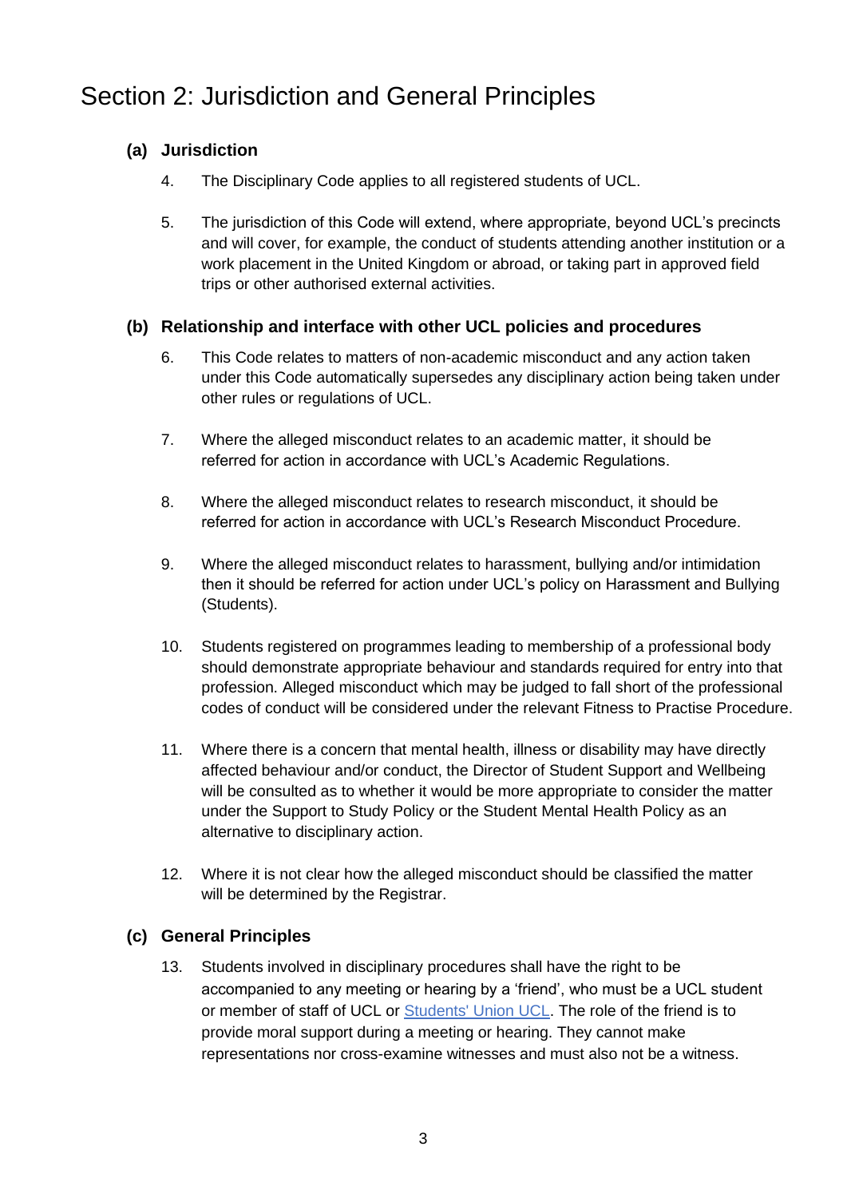# Section 2: Jurisdiction and General Principles

### (a) Jurisdiction

4. The Disciplinary Code applies to all registered students of UCL.

5. The jurisdiction of this Code will extend, where appropriate, beyond UCL's precincts and will cover, for example, the conduct of students attending another institution or a work placement in the United Kingdom or abroad, or taking part in approved field trips or other authorised external activities.

### (b) Relationship and interface with other UCL policies and procedures

6. This Code relates to matters of non-academic misconduct and any action taken under this Code automatically supersedes any disciplinary action being taken under other rules or regulations of UCL.

7. Where the alleged misconduct relates to an academic matter, it should be referred for action in accordance with UCL's Academic Regulations.

8. Where the alleged misconduct relates to research misconduct, it should be referred for action in accordance with UCL's Research Misconduct Procedure.

9. Where the alleged misconduct relates to harassment, bullying and/or intimidation then it should be referred for action under UCL's policy on Harassment and Bullying (Students).

10. Students registered on programmes leading to membership of a professional body should demonstrate appropriate behaviour and standards required for entry into that profession. Alleged misconduct which may be judged to fall short of the professional codes of conduct will be considered under the relevant Fitness to Practise Procedure.

11. Where there is a concern that mental health, illness or disability may have directly affected behaviour and/or conduct, the Director of Student Support and Wellbeing will be consulted as to whether it would be more appropriate to consider the matter under the Support to Study Policy or the Student Mental Health Policy as an alternative to disciplinary action.

12. Where it is not clear how the alleged misconduct should be classified the matter will be determined by the Registrar.

### (c) General Principles

13. Students involved in disciplinary procedures shall have the right to be accompanied to any meeting or hearing by a 'friend', who must be a UCL student or member of staff of UCL or Students' Union UCL. The role of the friend is to provide moral support during a meeting or hearing. They cannot make representations nor cross-examine witnesses and must also not be a witness.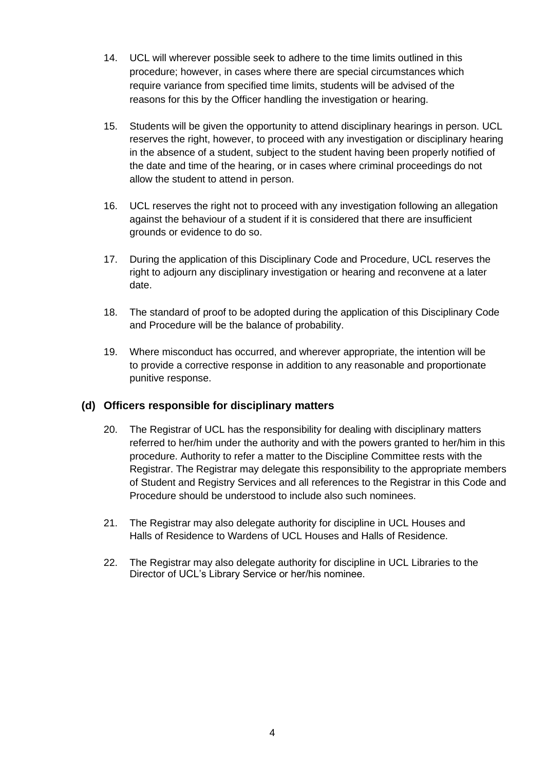14. UCL will wherever possible seek to adhere to the time limits outlined in this procedure; however, in cases where there are special circumstances which require variance from specified time limits, students will be advised of the reasons for this by the Officer handling the investigation or hearing.

15. Students will be given the opportunity to attend disciplinary hearings in person. UCL reserves the right, however, to proceed with any investigation or disciplinary hearing in the absence of a student, subject to the student having been properly notified of the date and time of the hearing, or in cases where criminal proceedings do not allow the student to attend in person.

16. UCL reserves the right not to proceed with any investigation following an allegation against the behaviour of a student if it is considered that there are insufficient grounds or evidence to do so.

17. During the application of this Disciplinary Code and Procedure, UCL reserves the right to adjourn any disciplinary investigation or hearing and reconvene at a later date.

18. The standard of proof to be adopted during the application of this Disciplinary Code and Procedure will be the balance of probability.

19. Where misconduct has occurred, and wherever appropriate, the intention will be to provide a corrective response in addition to any reasonable and proportionate punitive response.

### (d) Officers responsible for disciplinary matters

20. The Registrar of UCL has the responsibility for dealing with disciplinary matters referred to her/him under the authority and with the powers granted to her/him in this procedure. Authority to refer a matter to the Discipline Committee rests with the Registrar. The Registrar may delegate this responsibility to the appropriate members of Student and Registry Services and all references to the Registrar in this Code and Procedure should be understood to include also such nominees.

21. The Registrar may also delegate authority for discipline in UCL Houses and Halls of Residence to Wardens of UCL Houses and Halls of Residence.

22. The Registrar may also delegate authority for discipline in UCL Libraries to the Director of UCL's Library Service or her/his nominee.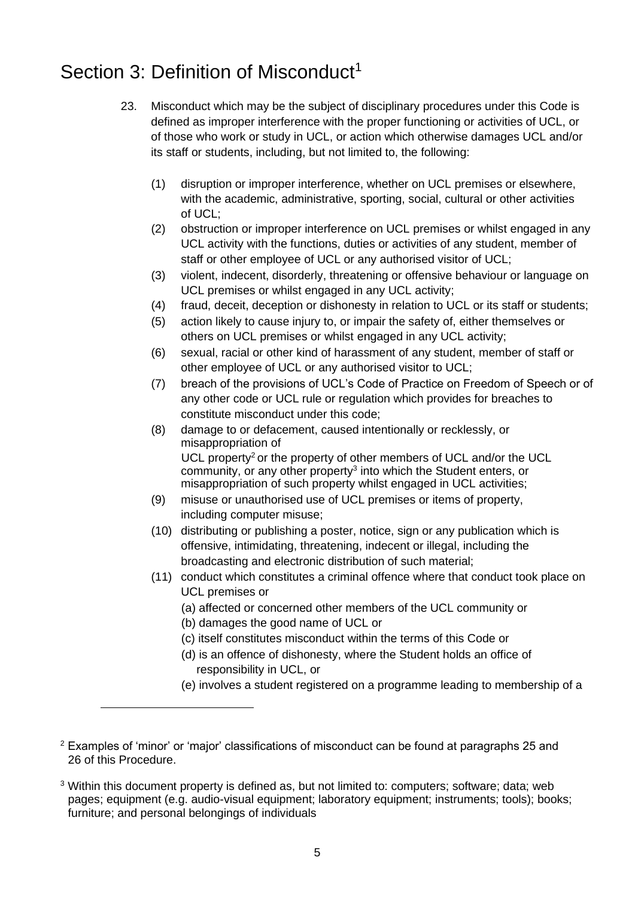## Section 3: Definition of Misconduct[1]

23. Misconduct which may be the subject of disciplinary procedures under this Code is defined as improper interference with the proper functioning or activities of UCL, or of those who work or study in UCL, or action which otherwise damages UCL and/or its staff or students, including, but not limited to, the following:

    (1) disruption or improper interference, whether on UCL premises or elsewhere, with the academic, administrative, sporting, social, cultural or other activities of UCL;

    (2) obstruction or improper interference on UCL premises or whilst engaged in any UCL activity with the functions, duties or activities of any student, member of staff or other employee of UCL or any authorised visitor of UCL;

    (3) violent, indecent, disorderly, threatening or offensive behaviour or language on UCL premises or whilst engaged in any UCL activity;

    (4) fraud, deceit, deception or dishonesty in relation to UCL or its staff or students;

    (5) action likely to cause injury to, or impair the safety of, either themselves or others on UCL premises or whilst engaged in any UCL activity;

    (6) sexual, racial or other kind of harassment of any student, member of staff or other employee of UCL or any authorised visitor to UCL;

    (7) breach of the provisions of UCL's Code of Practice on Freedom of Speech or of any other code or UCL rule or regulation which provides for breaches to constitute misconduct under this code;

    (8) damage to or defacement, caused intentionally or recklessly, or misappropriation of UCL property[2] or the property of other members of UCL and/or the UCL community, or any other property[3] into which the Student enters, or misappropriation of such property whilst engaged in UCL activities;

    (9) misuse or unauthorised use of UCL premises or items of property, including computer misuse;

    (10) distributing or publishing a poster, notice, sign or any publication which is offensive, intimidating, threatening, indecent or illegal, including the broadcasting and electronic distribution of such material;

    (11) conduct which constitutes a criminal offence where that conduct took place on UCL premises or

        (a) affected or concerned other members of the UCL community or

        (b) damages the good name of UCL or

        (c) itself constitutes misconduct within the terms of this Code or

        (d) is an offence of dishonesty, where the Student holds an office of responsibility in UCL, or

        (e) involves a student registered on a programme leading to membership of a

---

[2] Examples of 'minor' or 'major' classifications of misconduct can be found at paragraphs 25 and 26 of this Procedure.

[3] Within this document property is defined as, but not limited to: computers; software; data; web pages; equipment (e.g. audio-visual equipment; laboratory equipment; instruments; tools); books; furniture; and personal belongings of individuals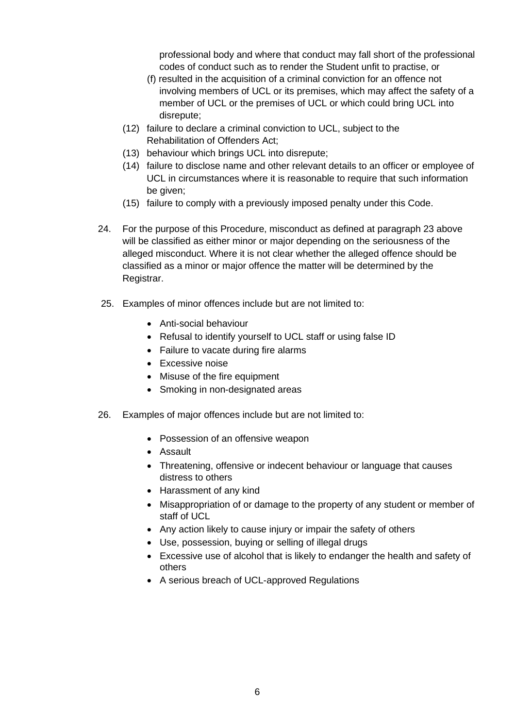professional body and where that conduct may fall short of the professional codes of conduct such as to render the Student unfit to practise, or

(f) resulted in the acquisition of a criminal conviction for an offence not involving members of UCL or its premises, which may affect the safety of a member of UCL or the premises of UCL or which could bring UCL into disrepute;

(12) failure to declare a criminal conviction to UCL, subject to the Rehabilitation of Offenders Act;

(13) behaviour which brings UCL into disrepute;

(14) failure to disclose name and other relevant details to an officer or employee of UCL in circumstances where it is reasonable to require that such information be given;

(15) failure to comply with a previously imposed penalty under this Code.

24. For the purpose of this Procedure, misconduct as defined at paragraph 23 above will be classified as either minor or major depending on the seriousness of the alleged misconduct. Where it is not clear whether the alleged offence should be classified as a minor or major offence the matter will be determined by the Registrar.

25. Examples of minor offences include but are not limited to:

- Anti-social behaviour
- Refusal to identify yourself to UCL staff or using false ID
- Failure to vacate during fire alarms
- Excessive noise
- Misuse of the fire equipment
- Smoking in non-designated areas

26. Examples of major offences include but are not limited to:

- Possession of an offensive weapon
- Assault
- Threatening, offensive or indecent behaviour or language that causes distress to others
- Harassment of any kind
- Misappropriation of or damage to the property of any student or member of staff of UCL
- Any action likely to cause injury or impair the safety of others
- Use, possession, buying or selling of illegal drugs
- Excessive use of alcohol that is likely to endanger the health and safety of others
- A serious breach of UCL-approved Regulations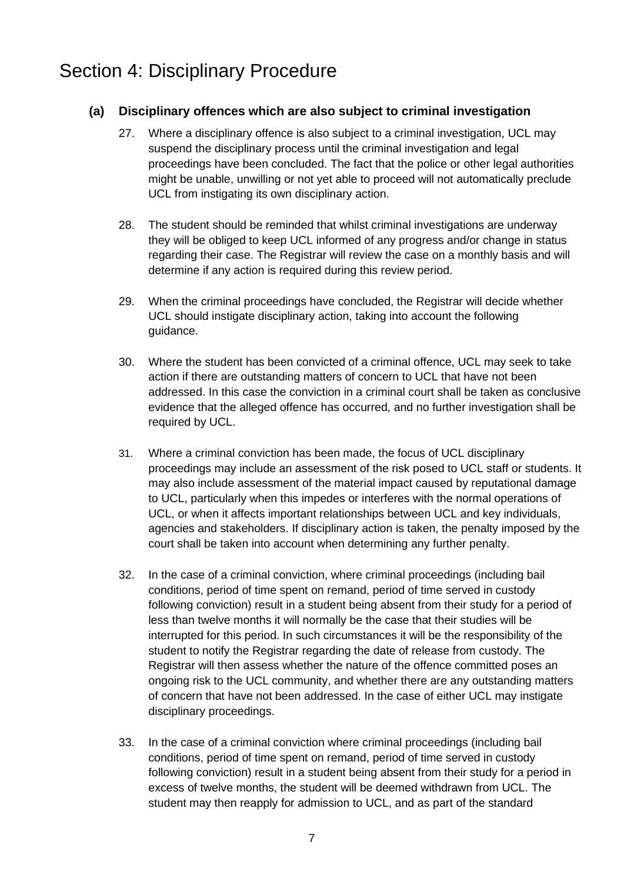# Section 4: Disciplinary Procedure

### (a) Disciplinary offences which are also subject to criminal investigation

27. Where a disciplinary offence is also subject to a criminal investigation, UCL may suspend the disciplinary process until the criminal investigation and legal proceedings have been concluded. The fact that the police or other legal authorities might be unable, unwilling or not yet able to proceed will not automatically preclude UCL from instigating its own disciplinary action.

28. The student should be reminded that whilst criminal investigations are underway they will be obliged to keep UCL informed of any progress and/or change in status regarding their case. The Registrar will review the case on a monthly basis and will determine if any action is required during this review period.

29. When the criminal proceedings have concluded, the Registrar will decide whether UCL should instigate disciplinary action, taking into account the following guidance.

30. Where the student has been convicted of a criminal offence, UCL may seek to take action if there are outstanding matters of concern to UCL that have not been addressed. In this case the conviction in a criminal court shall be taken as conclusive evidence that the alleged offence has occurred, and no further investigation shall be required by UCL.

31. Where a criminal conviction has been made, the focus of UCL disciplinary proceedings may include an assessment of the risk posed to UCL staff or students. It may also include assessment of the material impact caused by reputational damage to UCL, particularly when this impedes or interferes with the normal operations of UCL, or when it affects important relationships between UCL and key individuals, agencies and stakeholders. If disciplinary action is taken, the penalty imposed by the court shall be taken into account when determining any further penalty.

32. In the case of a criminal conviction, where criminal proceedings (including bail conditions, period of time spent on remand, period of time served in custody following conviction) result in a student being absent from their study for a period of less than twelve months it will normally be the case that their studies will be interrupted for this period. In such circumstances it will be the responsibility of the student to notify the Registrar regarding the date of release from custody. The Registrar will then assess whether the nature of the offence committed poses an ongoing risk to the UCL community, and whether there are any outstanding matters of concern that have not been addressed. In the case of either UCL may instigate disciplinary proceedings.

33. In the case of a criminal conviction where criminal proceedings (including bail conditions, period of time spent on remand, period of time served in custody following conviction) result in a student being absent from their study for a period in excess of twelve months, the student will be deemed withdrawn from UCL. The student may then reapply for admission to UCL, and as part of the standard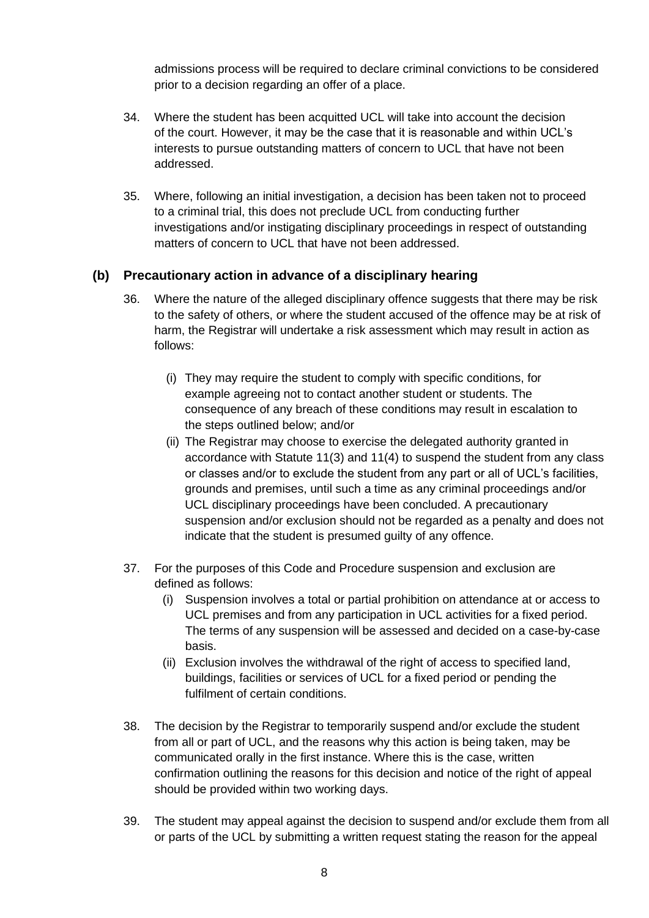admissions process will be required to declare criminal convictions to be considered prior to a decision regarding an offer of a place.

34. Where the student has been acquitted UCL will take into account the decision of the court. However, it may be the case that it is reasonable and within UCL's interests to pursue outstanding matters of concern to UCL that have not been addressed.

35. Where, following an initial investigation, a decision has been taken not to proceed to a criminal trial, this does not preclude UCL from conducting further investigations and/or instigating disciplinary proceedings in respect of outstanding matters of concern to UCL that have not been addressed.

### (b) Precautionary action in advance of a disciplinary hearing

36. Where the nature of the alleged disciplinary offence suggests that there may be risk to the safety of others, or where the student accused of the offence may be at risk of harm, the Registrar will undertake a risk assessment which may result in action as follows:

    (i) They may require the student to comply with specific conditions, for example agreeing not to contact another student or students. The consequence of any breach of these conditions may result in escalation to the steps outlined below; and/or

    (ii) The Registrar may choose to exercise the delegated authority granted in accordance with Statute 11(3) and 11(4) to suspend the student from any class or classes and/or to exclude the student from any part or all of UCL's facilities, grounds and premises, until such a time as any criminal proceedings and/or UCL disciplinary proceedings have been concluded. A precautionary suspension and/or exclusion should not be regarded as a penalty and does not indicate that the student is presumed guilty of any offence.

37. For the purposes of this Code and Procedure suspension and exclusion are defined as follows:

    (i) Suspension involves a total or partial prohibition on attendance at or access to UCL premises and from any participation in UCL activities for a fixed period. The terms of any suspension will be assessed and decided on a case-by-case basis.

    (ii) Exclusion involves the withdrawal of the right of access to specified land, buildings, facilities or services of UCL for a fixed period or pending the fulfilment of certain conditions.

38. The decision by the Registrar to temporarily suspend and/or exclude the student from all or part of UCL, and the reasons why this action is being taken, may be communicated orally in the first instance. Where this is the case, written confirmation outlining the reasons for this decision and notice of the right of appeal should be provided within two working days.

39. The student may appeal against the decision to suspend and/or exclude them from all or parts of the UCL by submitting a written request stating the reason for the appeal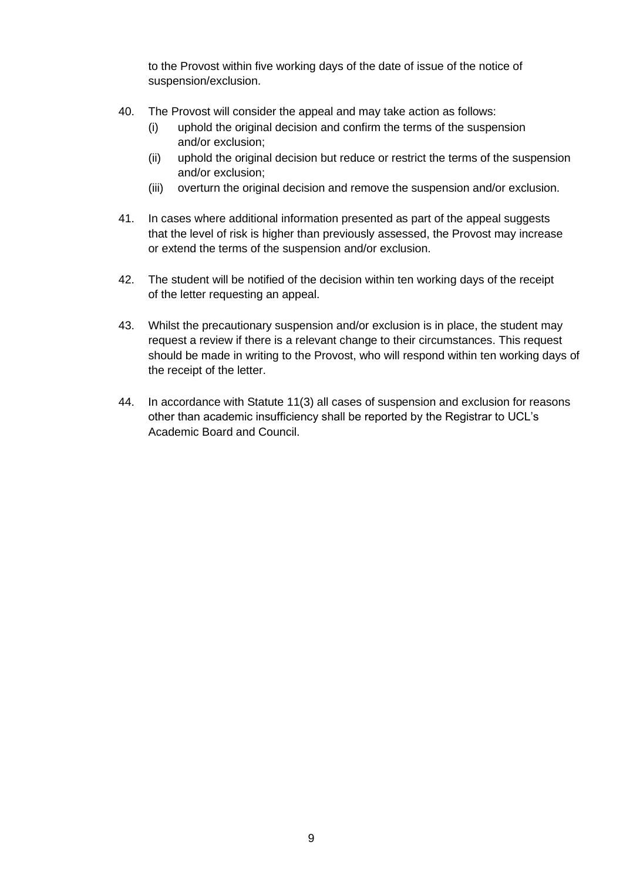to the Provost within five working days of the date of issue of the notice of suspension/exclusion.

40. The Provost will consider the appeal and may take action as follows:
    (i) uphold the original decision and confirm the terms of the suspension and/or exclusion;
    (ii) uphold the original decision but reduce or restrict the terms of the suspension and/or exclusion;
    (iii) overturn the original decision and remove the suspension and/or exclusion.

41. In cases where additional information presented as part of the appeal suggests that the level of risk is higher than previously assessed, the Provost may increase or extend the terms of the suspension and/or exclusion.

42. The student will be notified of the decision within ten working days of the receipt of the letter requesting an appeal.

43. Whilst the precautionary suspension and/or exclusion is in place, the student may request a review if there is a relevant change to their circumstances. This request should be made in writing to the Provost, who will respond within ten working days of the receipt of the letter.

44. In accordance with Statute 11(3) all cases of suspension and exclusion for reasons other than academic insufficiency shall be reported by the Registrar to UCL's Academic Board and Council.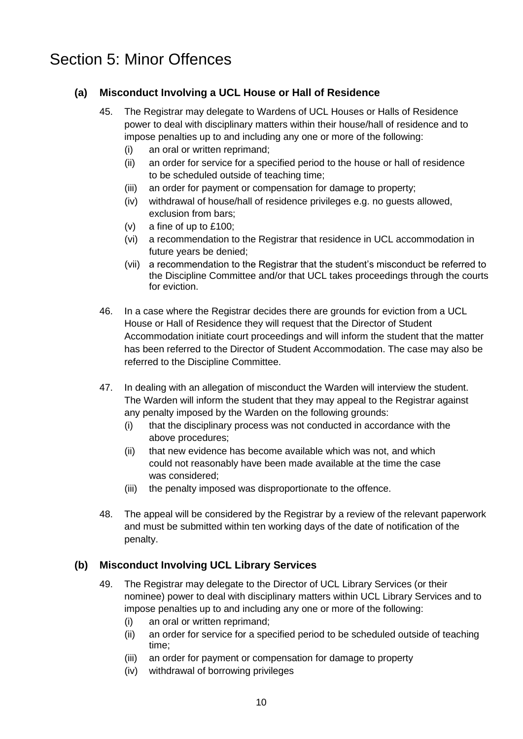# Section 5: Minor Offences

## (a) Misconduct Involving a UCL House or Hall of Residence

45. The Registrar may delegate to Wardens of UCL Houses or Halls of Residence power to deal with disciplinary matters within their house/hall of residence and to impose penalties up to and including any one or more of the following:
    - (i) an oral or written reprimand;
    - (ii) an order for service for a specified period to the house or hall of residence to be scheduled outside of teaching time;
    - (iii) an order for payment or compensation for damage to property;
    - (iv) withdrawal of house/hall of residence privileges e.g. no guests allowed, exclusion from bars;
    - (v) a fine of up to £100;
    - (vi) a recommendation to the Registrar that residence in UCL accommodation in future years be denied;
    - (vii) a recommendation to the Registrar that the student's misconduct be referred to the Discipline Committee and/or that UCL takes proceedings through the courts for eviction.

46. In a case where the Registrar decides there are grounds for eviction from a UCL House or Hall of Residence they will request that the Director of Student Accommodation initiate court proceedings and will inform the student that the matter has been referred to the Director of Student Accommodation. The case may also be referred to the Discipline Committee.

47. In dealing with an allegation of misconduct the Warden will interview the student. The Warden will inform the student that they may appeal to the Registrar against any penalty imposed by the Warden on the following grounds:
    - (i) that the disciplinary process was not conducted in accordance with the above procedures;
    - (ii) that new evidence has become available which was not, and which could not reasonably have been made available at the time the case was considered;
    - (iii) the penalty imposed was disproportionate to the offence.

48. The appeal will be considered by the Registrar by a review of the relevant paperwork and must be submitted within ten working days of the date of notification of the penalty.

## (b) Misconduct Involving UCL Library Services

49. The Registrar may delegate to the Director of UCL Library Services (or their nominee) power to deal with disciplinary matters within UCL Library Services and to impose penalties up to and including any one or more of the following:
    - (i) an oral or written reprimand;
    - (ii) an order for service for a specified period to be scheduled outside of teaching time;
    - (iii) an order for payment or compensation for damage to property
    - (iv) withdrawal of borrowing privileges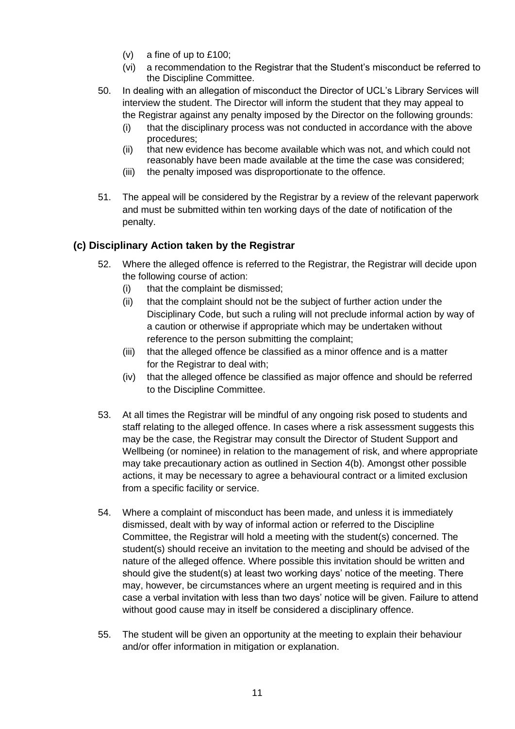- (v) a fine of up to £100;
- (vi) a recommendation to the Registrar that the Student's misconduct be referred to the Discipline Committee.

50. In dealing with an allegation of misconduct the Director of UCL's Library Services will interview the student. The Director will inform the student that they may appeal to the Registrar against any penalty imposed by the Director on the following grounds:
    - (i) that the disciplinary process was not conducted in accordance with the above procedures;
    - (ii) that new evidence has become available which was not, and which could not reasonably have been made available at the time the case was considered;
    - (iii) the penalty imposed was disproportionate to the offence.

51. The appeal will be considered by the Registrar by a review of the relevant paperwork and must be submitted within ten working days of the date of notification of the penalty.

### (c) Disciplinary Action taken by the Registrar

52. Where the alleged offence is referred to the Registrar, the Registrar will decide upon the following course of action:
    - (i) that the complaint be dismissed;
    - (ii) that the complaint should not be the subject of further action under the Disciplinary Code, but such a ruling will not preclude informal action by way of a caution or otherwise if appropriate which may be undertaken without reference to the person submitting the complaint;
    - (iii) that the alleged offence be classified as a minor offence and is a matter for the Registrar to deal with;
    - (iv) that the alleged offence be classified as major offence and should be referred to the Discipline Committee.

53. At all times the Registrar will be mindful of any ongoing risk posed to students and staff relating to the alleged offence. In cases where a risk assessment suggests this may be the case, the Registrar may consult the Director of Student Support and Wellbeing (or nominee) in relation to the management of risk, and where appropriate may take precautionary action as outlined in Section 4(b). Amongst other possible actions, it may be necessary to agree a behavioural contract or a limited exclusion from a specific facility or service.

54. Where a complaint of misconduct has been made, and unless it is immediately dismissed, dealt with by way of informal action or referred to the Discipline Committee, the Registrar will hold a meeting with the student(s) concerned. The student(s) should receive an invitation to the meeting and should be advised of the nature of the alleged offence. Where possible this invitation should be written and should give the student(s) at least two working days' notice of the meeting. There may, however, be circumstances where an urgent meeting is required and in this case a verbal invitation with less than two days' notice will be given. Failure to attend without good cause may in itself be considered a disciplinary offence.

55. The student will be given an opportunity at the meeting to explain their behaviour and/or offer information in mitigation or explanation.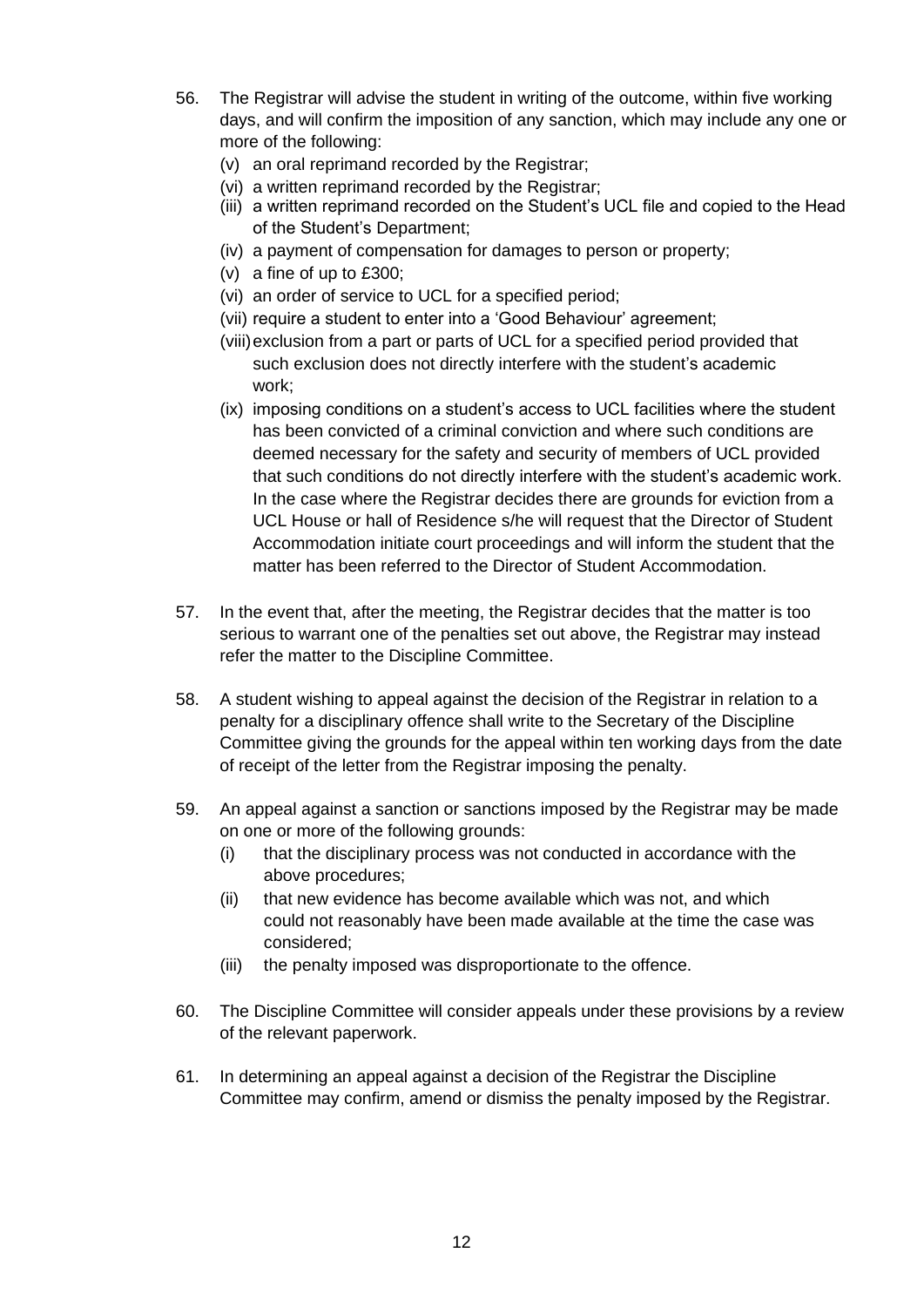56. The Registrar will advise the student in writing of the outcome, within five working days, and will confirm the imposition of any sanction, which may include any one or more of the following:
    (v) an oral reprimand recorded by the Registrar;
    (vi) a written reprimand recorded by the Registrar;
    (iii) a written reprimand recorded on the Student's UCL file and copied to the Head of the Student's Department;
    (iv) a payment of compensation for damages to person or property;
    (v) a fine of up to £300;
    (vi) an order of service to UCL for a specified period;
    (vii) require a student to enter into a 'Good Behaviour' agreement;
    (viii) exclusion from a part or parts of UCL for a specified period provided that such exclusion does not directly interfere with the student's academic work;
    (ix) imposing conditions on a student's access to UCL facilities where the student has been convicted of a criminal conviction and where such conditions are deemed necessary for the safety and security of members of UCL provided that such conditions do not directly interfere with the student's academic work. In the case where the Registrar decides there are grounds for eviction from a UCL House or hall of Residence s/he will request that the Director of Student Accommodation initiate court proceedings and will inform the student that the matter has been referred to the Director of Student Accommodation.

57. In the event that, after the meeting, the Registrar decides that the matter is too serious to warrant one of the penalties set out above, the Registrar may instead refer the matter to the Discipline Committee.

58. A student wishing to appeal against the decision of the Registrar in relation to a penalty for a disciplinary offence shall write to the Secretary of the Discipline Committee giving the grounds for the appeal within ten working days from the date of receipt of the letter from the Registrar imposing the penalty.

59. An appeal against a sanction or sanctions imposed by the Registrar may be made on one or more of the following grounds:
    (i) that the disciplinary process was not conducted in accordance with the above procedures;
    (ii) that new evidence has become available which was not, and which could not reasonably have been made available at the time the case was considered;
    (iii) the penalty imposed was disproportionate to the offence.

60. The Discipline Committee will consider appeals under these provisions by a review of the relevant paperwork.

61. In determining an appeal against a decision of the Registrar the Discipline Committee may confirm, amend or dismiss the penalty imposed by the Registrar.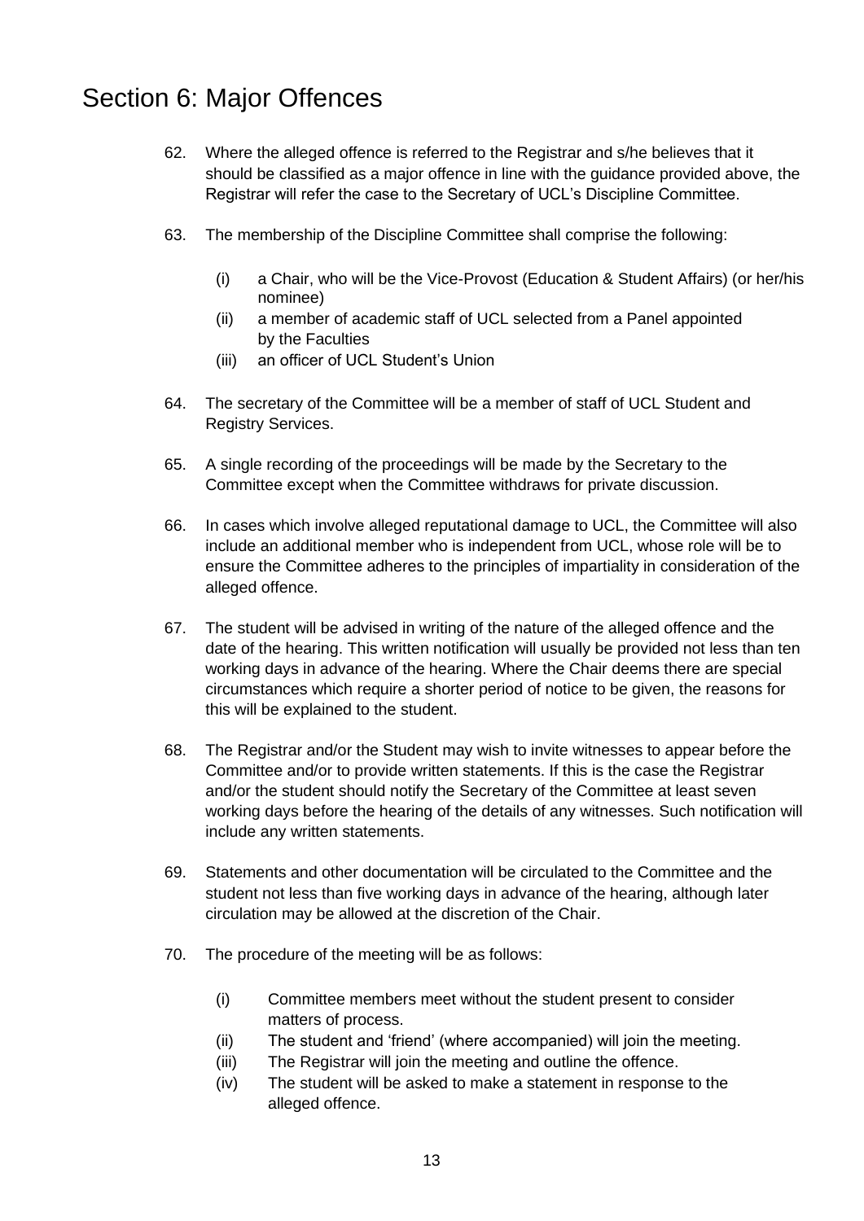# Section 6: Major Offences

62. Where the alleged offence is referred to the Registrar and s/he believes that it should be classified as a major offence in line with the guidance provided above, the Registrar will refer the case to the Secretary of UCL's Discipline Committee.

63. The membership of the Discipline Committee shall comprise the following:

    (i) a Chair, who will be the Vice-Provost (Education & Student Affairs) (or her/his nominee)
    (ii) a member of academic staff of UCL selected from a Panel appointed by the Faculties
    (iii) an officer of UCL Student's Union

64. The secretary of the Committee will be a member of staff of UCL Student and Registry Services.

65. A single recording of the proceedings will be made by the Secretary to the Committee except when the Committee withdraws for private discussion.

66. In cases which involve alleged reputational damage to UCL, the Committee will also include an additional member who is independent from UCL, whose role will be to ensure the Committee adheres to the principles of impartiality in consideration of the alleged offence.

67. The student will be advised in writing of the nature of the alleged offence and the date of the hearing. This written notification will usually be provided not less than ten working days in advance of the hearing. Where the Chair deems there are special circumstances which require a shorter period of notice to be given, the reasons for this will be explained to the student.

68. The Registrar and/or the Student may wish to invite witnesses to appear before the Committee and/or to provide written statements. If this is the case the Registrar and/or the student should notify the Secretary of the Committee at least seven working days before the hearing of the details of any witnesses. Such notification will include any written statements.

69. Statements and other documentation will be circulated to the Committee and the student not less than five working days in advance of the hearing, although later circulation may be allowed at the discretion of the Chair.

70. The procedure of the meeting will be as follows:

    (i) Committee members meet without the student present to consider matters of process.
    (ii) The student and 'friend' (where accompanied) will join the meeting.
    (iii) The Registrar will join the meeting and outline the offence.
    (iv) The student will be asked to make a statement in response to the alleged offence.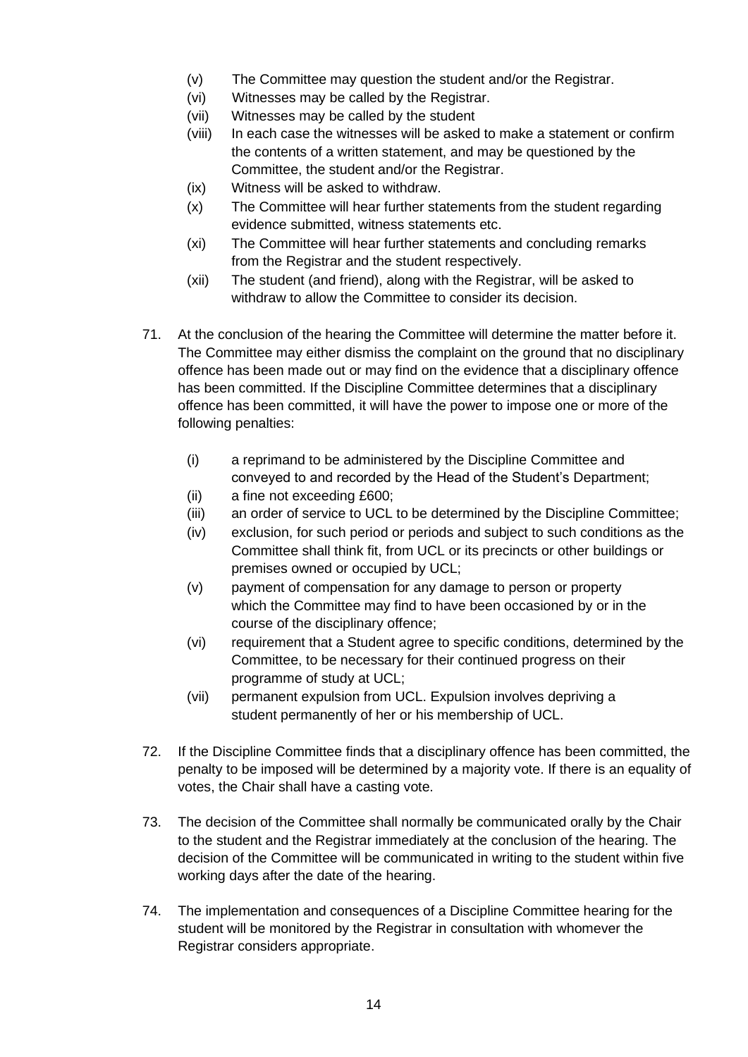(v) The Committee may question the student and/or the Registrar.
(vi) Witnesses may be called by the Registrar.
(vii) Witnesses may be called by the student
(viii) In each case the witnesses will be asked to make a statement or confirm the contents of a written statement, and may be questioned by the Committee, the student and/or the Registrar.
(ix) Witness will be asked to withdraw.
(x) The Committee will hear further statements from the student regarding evidence submitted, witness statements etc.
(xi) The Committee will hear further statements and concluding remarks from the Registrar and the student respectively.
(xii) The student (and friend), along with the Registrar, will be asked to withdraw to allow the Committee to consider its decision.

71. At the conclusion of the hearing the Committee will determine the matter before it. The Committee may either dismiss the complaint on the ground that no disciplinary offence has been made out or may find on the evidence that a disciplinary offence has been committed. If the Discipline Committee determines that a disciplinary offence has been committed, it will have the power to impose one or more of the following penalties:

    (i) a reprimand to be administered by the Discipline Committee and conveyed to and recorded by the Head of the Student's Department;
    (ii) a fine not exceeding £600;
    (iii) an order of service to UCL to be determined by the Discipline Committee;
    (iv) exclusion, for such period or periods and subject to such conditions as the Committee shall think fit, from UCL or its precincts or other buildings or premises owned or occupied by UCL;
    (v) payment of compensation for any damage to person or property which the Committee may find to have been occasioned by or in the course of the disciplinary offence;
    (vi) requirement that a Student agree to specific conditions, determined by the Committee, to be necessary for their continued progress on their programme of study at UCL;
    (vii) permanent expulsion from UCL. Expulsion involves depriving a student permanently of her or his membership of UCL.

72. If the Discipline Committee finds that a disciplinary offence has been committed, the penalty to be imposed will be determined by a majority vote. If there is an equality of votes, the Chair shall have a casting vote.

73. The decision of the Committee shall normally be communicated orally by the Chair to the student and the Registrar immediately at the conclusion of the hearing. The decision of the Committee will be communicated in writing to the student within five working days after the date of the hearing.

74. The implementation and consequences of a Discipline Committee hearing for the student will be monitored by the Registrar in consultation with whomever the Registrar considers appropriate.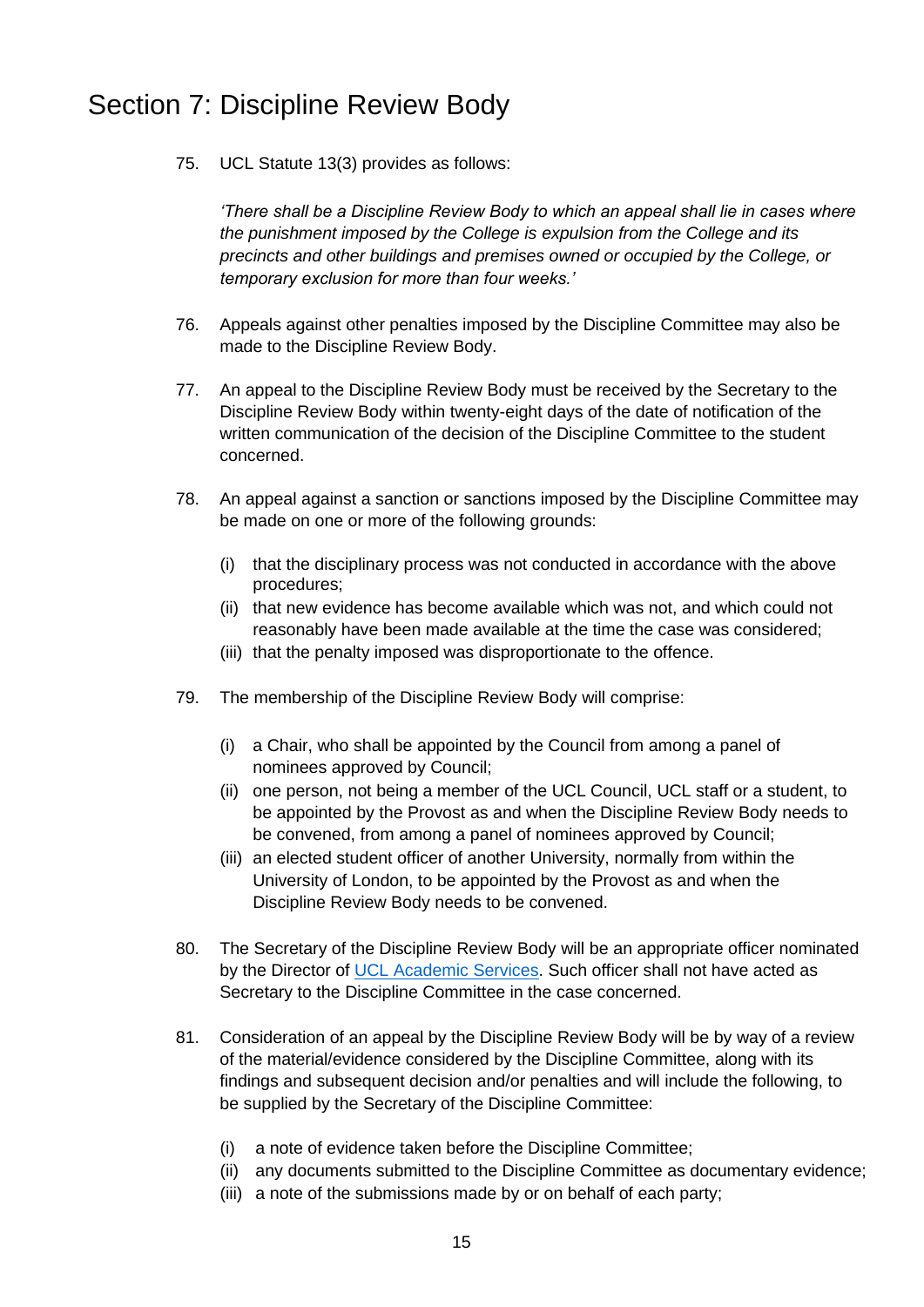# Section 7: Discipline Review Body

75. UCL Statute 13(3) provides as follows:

    *'There shall be a Discipline Review Body to which an appeal shall lie in cases where the punishment imposed by the College is expulsion from the College and its precincts and other buildings and premises owned or occupied by the College, or temporary exclusion for more than four weeks.'*

76. Appeals against other penalties imposed by the Discipline Committee may also be made to the Discipline Review Body.

77. An appeal to the Discipline Review Body must be received by the Secretary to the Discipline Review Body within twenty-eight days of the date of notification of the written communication of the decision of the Discipline Committee to the student concerned.

78. An appeal against a sanction or sanctions imposed by the Discipline Committee may be made on one or more of the following grounds:

    (i) that the disciplinary process was not conducted in accordance with the above procedures;
    (ii) that new evidence has become available which was not, and which could not reasonably have been made available at the time the case was considered;
    (iii) that the penalty imposed was disproportionate to the offence.

79. The membership of the Discipline Review Body will comprise:

    (i) a Chair, who shall be appointed by the Council from among a panel of nominees approved by Council;
    (ii) one person, not being a member of the UCL Council, UCL staff or a student, to be appointed by the Provost as and when the Discipline Review Body needs to be convened, from among a panel of nominees approved by Council;
    (iii) an elected student officer of another University, normally from within the University of London, to be appointed by the Provost as and when the Discipline Review Body needs to be convened.

80. The Secretary of the Discipline Review Body will be an appropriate officer nominated by the Director of UCL Academic Services. Such officer shall not have acted as Secretary to the Discipline Committee in the case concerned.

81. Consideration of an appeal by the Discipline Review Body will be by way of a review of the material/evidence considered by the Discipline Committee, along with its findings and subsequent decision and/or penalties and will include the following, to be supplied by the Secretary of the Discipline Committee:

    (i) a note of evidence taken before the Discipline Committee;
    (ii) any documents submitted to the Discipline Committee as documentary evidence;
    (iii) a note of the submissions made by or on behalf of each party;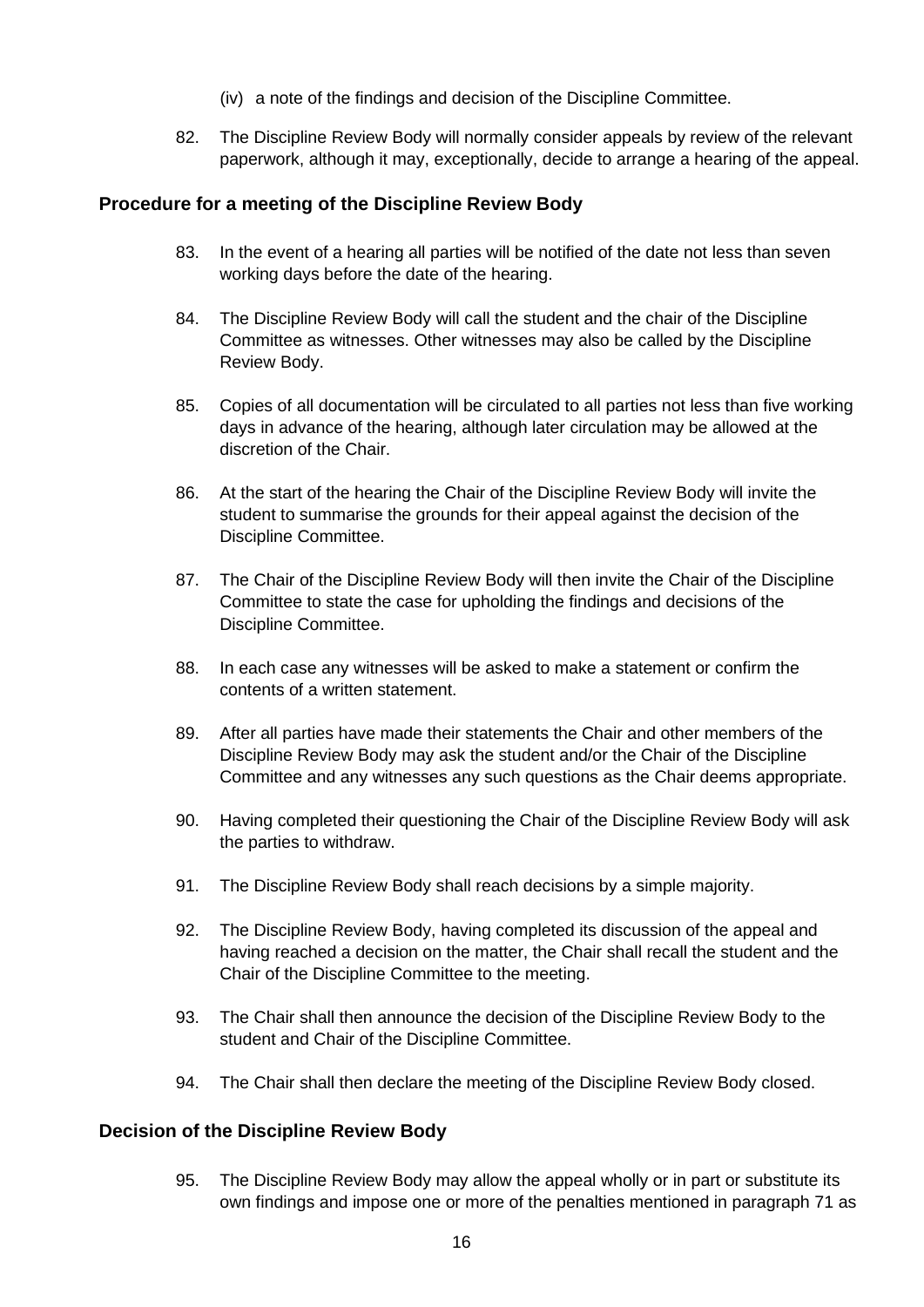(iv) a note of the findings and decision of the Discipline Committee.

82. The Discipline Review Body will normally consider appeals by review of the relevant paperwork, although it may, exceptionally, decide to arrange a hearing of the appeal.

### Procedure for a meeting of the Discipline Review Body

83. In the event of a hearing all parties will be notified of the date not less than seven working days before the date of the hearing.

84. The Discipline Review Body will call the student and the chair of the Discipline Committee as witnesses. Other witnesses may also be called by the Discipline Review Body.

85. Copies of all documentation will be circulated to all parties not less than five working days in advance of the hearing, although later circulation may be allowed at the discretion of the Chair.

86. At the start of the hearing the Chair of the Discipline Review Body will invite the student to summarise the grounds for their appeal against the decision of the Discipline Committee.

87. The Chair of the Discipline Review Body will then invite the Chair of the Discipline Committee to state the case for upholding the findings and decisions of the Discipline Committee.

88. In each case any witnesses will be asked to make a statement or confirm the contents of a written statement.

89. After all parties have made their statements the Chair and other members of the Discipline Review Body may ask the student and/or the Chair of the Discipline Committee and any witnesses any such questions as the Chair deems appropriate.

90. Having completed their questioning the Chair of the Discipline Review Body will ask the parties to withdraw.

91. The Discipline Review Body shall reach decisions by a simple majority.

92. The Discipline Review Body, having completed its discussion of the appeal and having reached a decision on the matter, the Chair shall recall the student and the Chair of the Discipline Committee to the meeting.

93. The Chair shall then announce the decision of the Discipline Review Body to the student and Chair of the Discipline Committee.

94. The Chair shall then declare the meeting of the Discipline Review Body closed.

### Decision of the Discipline Review Body

95. The Discipline Review Body may allow the appeal wholly or in part or substitute its own findings and impose one or more of the penalties mentioned in paragraph 71 as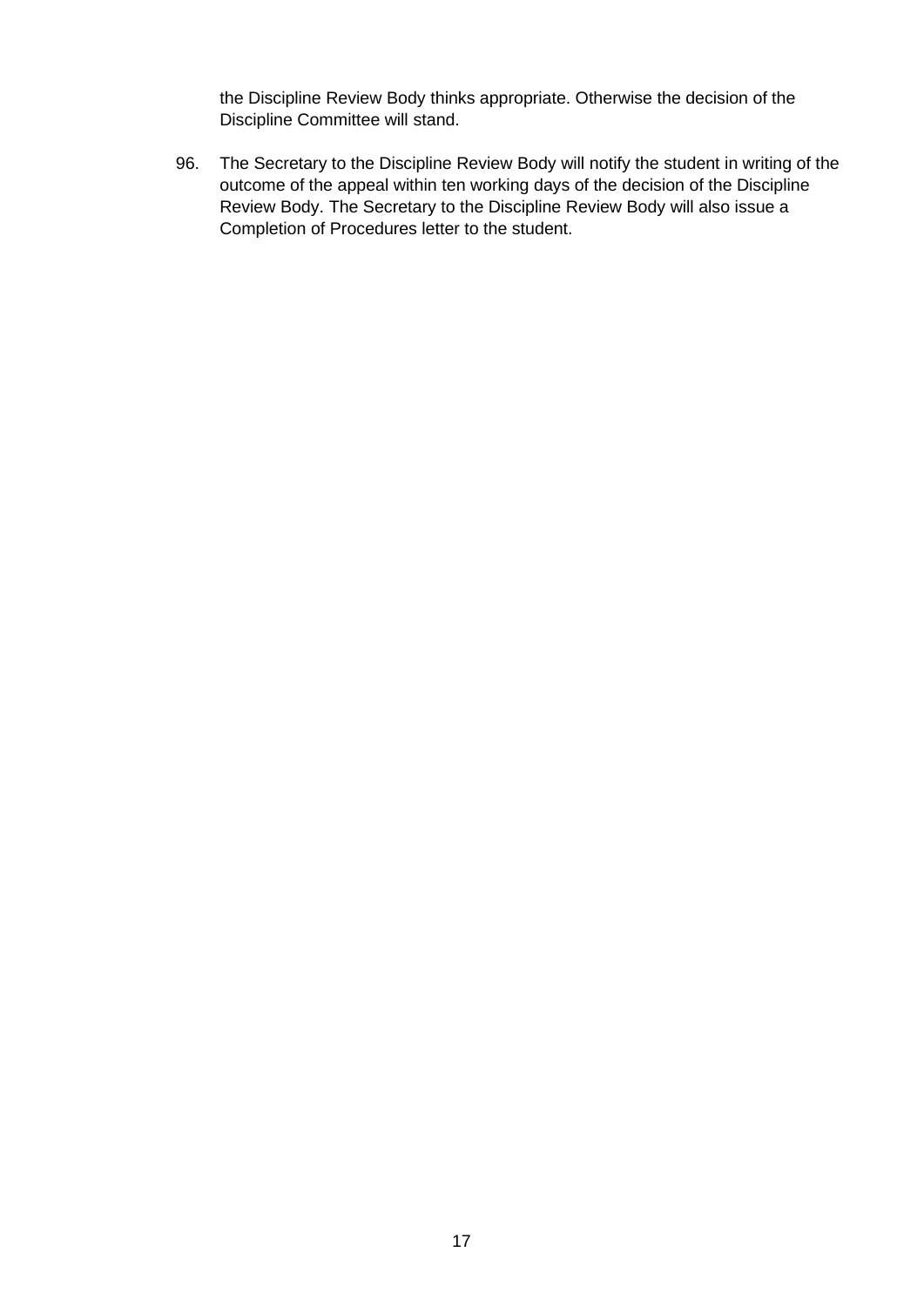the Discipline Review Body thinks appropriate. Otherwise the decision of the Discipline Committee will stand.

96. The Secretary to the Discipline Review Body will notify the student in writing of the outcome of the appeal within ten working days of the decision of the Discipline Review Body. The Secretary to the Discipline Review Body will also issue a Completion of Procedures letter to the student.